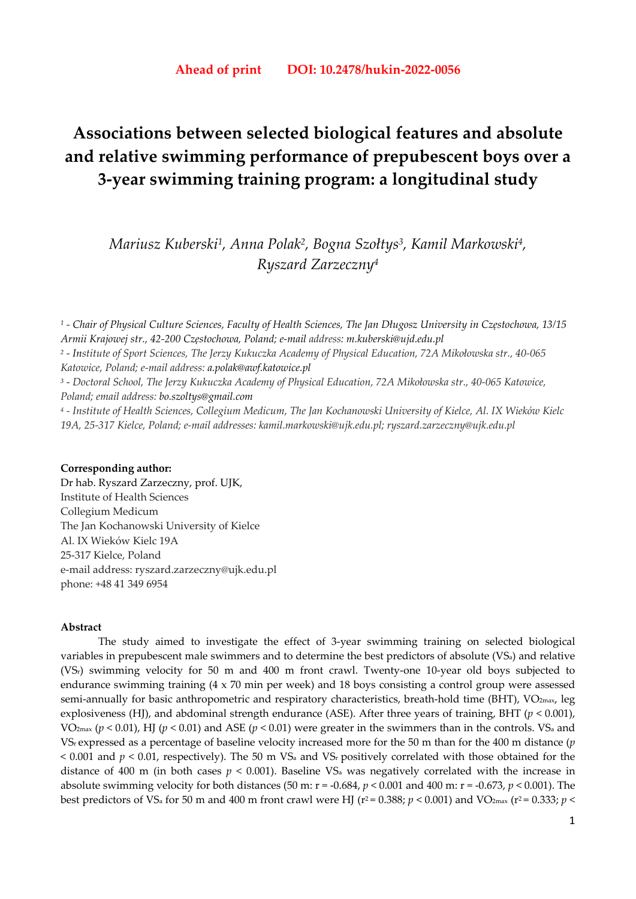**Ahead of print DOI: 10.2478/hukin-2022-0056**

# Associations between selected biological features and absolute and relative swimming performance of prepubescent boys over a 3-year swimming training program: a longitudinal study

*Mariusz Kuberski[1], Anna Polak[2], Bogna Szołtys[3], Kamil Markowski[4], Ryszard Zarzeczny[4]*

[1] - *Chair of Physical Culture Sciences, Faculty of Health Sciences, The Jan Długosz University in Częstochowa, 13/15 Armii Krajowej str., 42-200 Częstochowa, Poland; e-mail address: m.kuberski@ujd.edu.pl*

[2] - *Institute of Sport Sciences, The Jerzy Kukuczka Academy of Physical Education, 72A Mikołowska str., 40-065 Katowice, Poland; e-mail address: a.polak@awf.katowice.pl*

[3] - *Doctoral School, The Jerzy Kukuczka Academy of Physical Education, 72A Mikołowska str., 40-065 Katowice, Poland; email address: bo.szoltys@gmail.com*

[4] - *Institute of Health Sciences, Collegium Medicum, The Jan Kochanowski University of Kielce, Al. IX Wieków Kielc 19A, 25-317 Kielce, Poland; e-mail addresses: kamil.markowski@ujk.edu.pl; ryszard.zarzeczny@ujk.edu.pl*

**Corresponding author:**
Dr hab. Ryszard Zarzeczny, prof. UJK,
Institute of Health Sciences
Collegium Medicum
The Jan Kochanowski University of Kielce
Al. IX Wieków Kielc 19A
25-317 Kielce, Poland
e-mail address: ryszard.zarzeczny@ujk.edu.pl
phone: +48 41 349 6954

**Abstract**

The study aimed to investigate the effect of 3-year swimming training on selected biological variables in prepubescent male swimmers and to determine the best predictors of absolute ($VS_a$) and relative ($VS_r$) swimming velocity for 50 m and 400 m front crawl. Twenty-one 10-year old boys subjected to endurance swimming training (4 x 70 min per week) and 18 boys consisting a control group were assessed semi-annually for basic anthropometric and respiratory characteristics, breath-hold time (BHT), $VO_{2max}$, leg explosiveness (HJ), and abdominal strength endurance (ASE). After three years of training, BHT ($p < 0.001$), $VO_{2max}$ ($p < 0.01$), HJ ($p < 0.01$) and ASE ($p < 0.01$) were greater in the swimmers than in the controls. $VS_a$ and $VS_r$ expressed as a percentage of baseline velocity increased more for the 50 m than for the 400 m distance ($p < 0.001$ and $p < 0.01$, respectively). The 50 m $VS_a$ and $VS_r$ positively correlated with those obtained for the distance of 400 m (in both cases $p < 0.001$). Baseline $VS_a$ was negatively correlated with the increase in absolute swimming velocity for both distances (50 m: r = -0.684, $p < 0.001$ and 400 m: r = -0.673, $p < 0.001$). The best predictors of $VS_a$ for 50 m and 400 m front crawl were HJ ($r^2 = 0.388$; $p < 0.001$) and $VO_{2max}$ ($r^2 = 0.333$; $p <$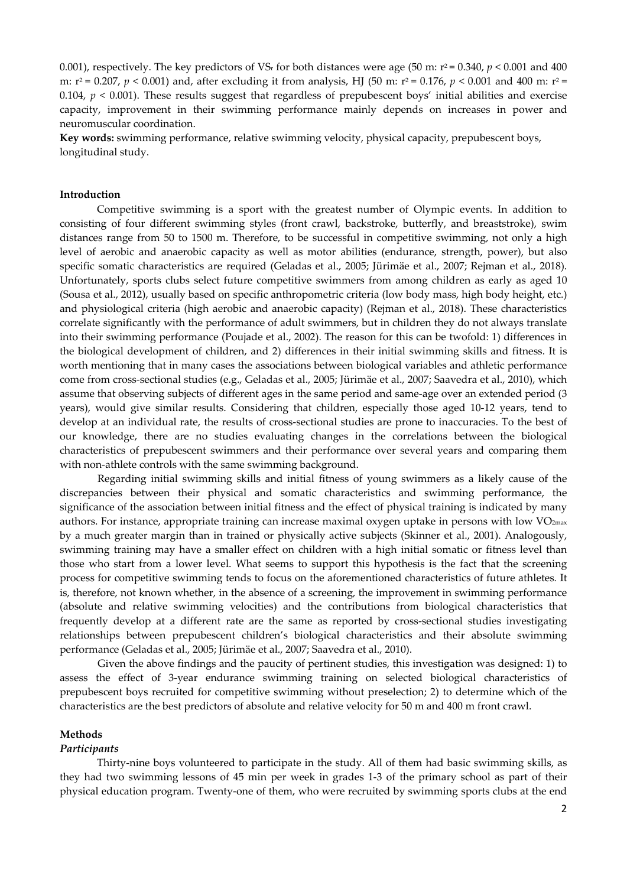0.001), respectively. The key predictors of $VS_r$ for both distances were age (50 m: $r^2 = 0.340$, $p < 0.001$ and 400 m: $r^2 = 0.207$, $p < 0.001$) and, after excluding it from analysis, HJ (50 m: $r^2 = 0.176$, $p < 0.001$ and 400 m: $r^2 = 0.104$, $p < 0.001$). These results suggest that regardless of prepubescent boys' initial abilities and exercise capacity, improvement in their swimming performance mainly depends on increases in power and neuromuscular coordination.

**Key words:** swimming performance, relative swimming velocity, physical capacity, prepubescent boys, longitudinal study.

## Introduction

Competitive swimming is a sport with the greatest number of Olympic events. In addition to consisting of four different swimming styles (front crawl, backstroke, butterfly, and breaststroke), swim distances range from 50 to 1500 m. Therefore, to be successful in competitive swimming, not only a high level of aerobic and anaerobic capacity as well as motor abilities (endurance, strength, power), but also specific somatic characteristics are required (Geladas et al., 2005; Jürimäe et al., 2007; Rejman et al., 2018). Unfortunately, sports clubs select future competitive swimmers from among children as early as aged 10 (Sousa et al., 2012), usually based on specific anthropometric criteria (low body mass, high body height, etc.) and physiological criteria (high aerobic and anaerobic capacity) (Rejman et al., 2018). These characteristics correlate significantly with the performance of adult swimmers, but in children they do not always translate into their swimming performance (Poujade et al., 2002). The reason for this can be twofold: 1) differences in the biological development of children, and 2) differences in their initial swimming skills and fitness. It is worth mentioning that in many cases the associations between biological variables and athletic performance come from cross-sectional studies (e.g., Geladas et al., 2005; Jürimäe et al., 2007; Saavedra et al., 2010), which assume that observing subjects of different ages in the same period and same-age over an extended period (3 years), would give similar results. Considering that children, especially those aged 10-12 years, tend to develop at an individual rate, the results of cross-sectional studies are prone to inaccuracies. To the best of our knowledge, there are no studies evaluating changes in the correlations between the biological characteristics of prepubescent swimmers and their performance over several years and comparing them with non-athlete controls with the same swimming background.

Regarding initial swimming skills and initial fitness of young swimmers as a likely cause of the discrepancies between their physical and somatic characteristics and swimming performance, the significance of the association between initial fitness and the effect of physical training is indicated by many authors. For instance, appropriate training can increase maximal oxygen uptake in persons with low $VO_{2max}$ by a much greater margin than in trained or physically active subjects (Skinner et al., 2001). Analogously, swimming training may have a smaller effect on children with a high initial somatic or fitness level than those who start from a lower level. What seems to support this hypothesis is the fact that the screening process for competitive swimming tends to focus on the aforementioned characteristics of future athletes. It is, therefore, not known whether, in the absence of a screening, the improvement in swimming performance (absolute and relative swimming velocities) and the contributions from biological characteristics that frequently develop at a different rate are the same as reported by cross-sectional studies investigating relationships between prepubescent children's biological characteristics and their absolute swimming performance (Geladas et al., 2005; Jürimäe et al., 2007; Saavedra et al., 2010).

Given the above findings and the paucity of pertinent studies, this investigation was designed: 1) to assess the effect of 3-year endurance swimming training on selected biological characteristics of prepubescent boys recruited for competitive swimming without preselection; 2) to determine which of the characteristics are the best predictors of absolute and relative velocity for 50 m and 400 m front crawl.

## Methods

### *Participants*

Thirty-nine boys volunteered to participate in the study. All of them had basic swimming skills, as they had two swimming lessons of 45 min per week in grades 1-3 of the primary school as part of their physical education program. Twenty-one of them, who were recruited by swimming sports clubs at the end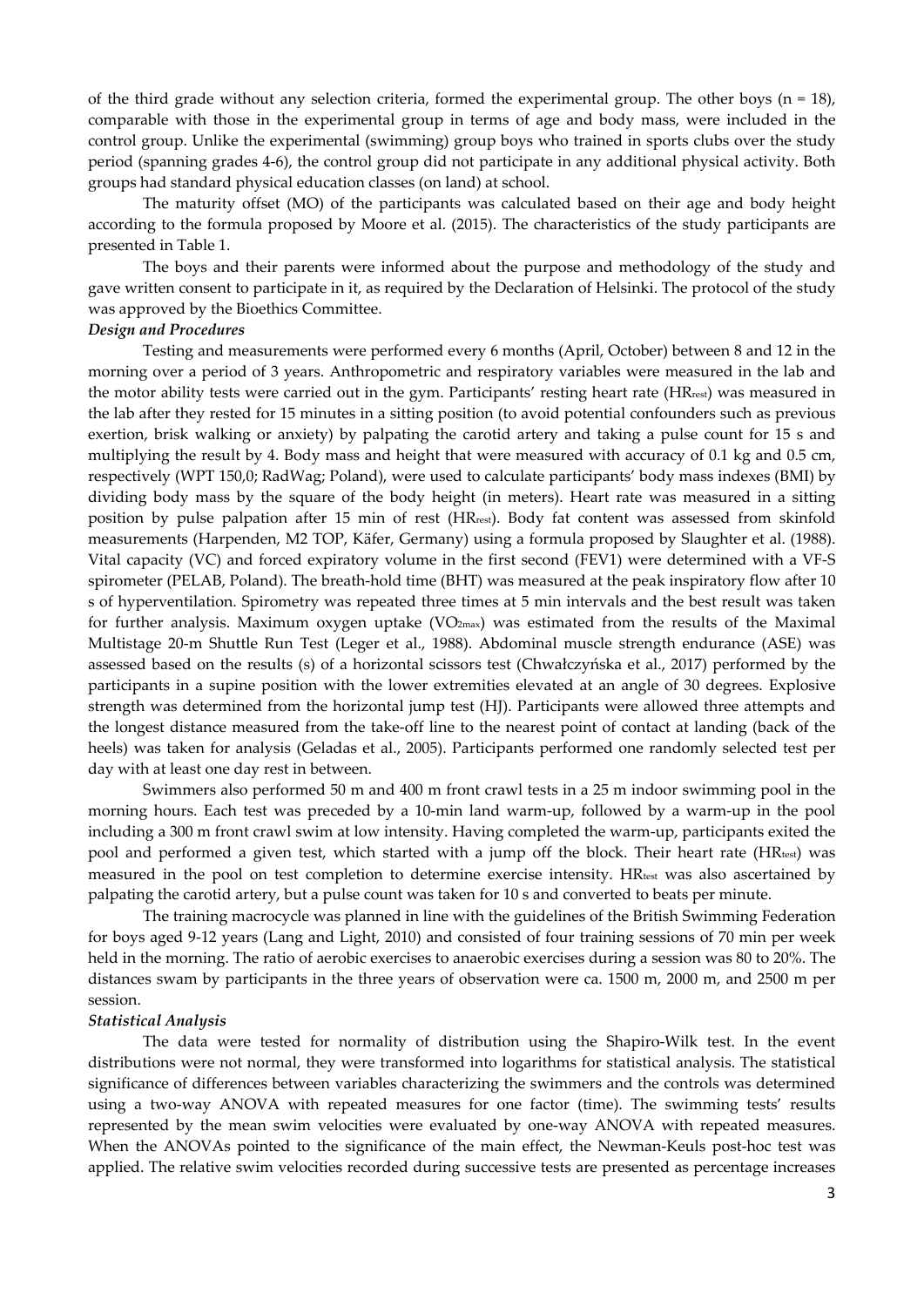of the third grade without any selection criteria, formed the experimental group. The other boys ($n = 18$), comparable with those in the experimental group in terms of age and body mass, were included in the control group. Unlike the experimental (swimming) group boys who trained in sports clubs over the study period (spanning grades 4-6), the control group did not participate in any additional physical activity. Both groups had standard physical education classes (on land) at school.

The maturity offset (MO) of the participants was calculated based on their age and body height according to the formula proposed by Moore et al. (2015). The characteristics of the study participants are presented in Table 1.

The boys and their parents were informed about the purpose and methodology of the study and gave written consent to participate in it, as required by the Declaration of Helsinki. The protocol of the study was approved by the Bioethics Committee.

***Design and Procedures***

Testing and measurements were performed every 6 months (April, October) between 8 and 12 in the morning over a period of 3 years. Anthropometric and respiratory variables were measured in the lab and the motor ability tests were carried out in the gym. Participants' resting heart rate ($HR_{rest}$) was measured in the lab after they rested for 15 minutes in a sitting position (to avoid potential confounders such as previous exertion, brisk walking or anxiety) by palpating the carotid artery and taking a pulse count for 15 s and multiplying the result by 4. Body mass and height that were measured with accuracy of 0.1 kg and 0.5 cm, respectively (WPT 150,0; RadWag; Poland), were used to calculate participants' body mass indexes (BMI) by dividing body mass by the square of the body height (in meters). Heart rate was measured in a sitting position by pulse palpation after 15 min of rest ($HR_{rest}$). Body fat content was assessed from skinfold measurements (Harpenden, M2 TOP, Käfer, Germany) using a formula proposed by Slaughter et al. (1988). Vital capacity (VC) and forced expiratory volume in the first second (FEV1) were determined with a VF-S spirometer (PELAB, Poland). The breath-hold time (BHT) was measured at the peak inspiratory flow after 10 s of hyperventilation. Spirometry was repeated three times at 5 min intervals and the best result was taken for further analysis. Maximum oxygen uptake ($VO_{2max}$) was estimated from the results of the Maximal Multistage 20-m Shuttle Run Test (Leger et al., 1988). Abdominal muscle strength endurance (ASE) was assessed based on the results (s) of a horizontal scissors test (Chwałczyńska et al., 2017) performed by the participants in a supine position with the lower extremities elevated at an angle of 30 degrees. Explosive strength was determined from the horizontal jump test (HJ). Participants were allowed three attempts and the longest distance measured from the take-off line to the nearest point of contact at landing (back of the heels) was taken for analysis (Geladas et al., 2005). Participants performed one randomly selected test per day with at least one day rest in between.

Swimmers also performed 50 m and 400 m front crawl tests in a 25 m indoor swimming pool in the morning hours. Each test was preceded by a 10-min land warm-up, followed by a warm-up in the pool including a 300 m front crawl swim at low intensity. Having completed the warm-up, participants exited the pool and performed a given test, which started with a jump off the block. Their heart rate ($HR_{test}$) was measured in the pool on test completion to determine exercise intensity. $HR_{test}$ was also ascertained by palpating the carotid artery, but a pulse count was taken for 10 s and converted to beats per minute.

The training macrocycle was planned in line with the guidelines of the British Swimming Federation for boys aged 9-12 years (Lang and Light, 2010) and consisted of four training sessions of 70 min per week held in the morning. The ratio of aerobic exercises to anaerobic exercises during a session was 80 to 20%. The distances swam by participants in the three years of observation were ca. 1500 m, 2000 m, and 2500 m per session.

***Statistical Analysis***

The data were tested for normality of distribution using the Shapiro-Wilk test. In the event distributions were not normal, they were transformed into logarithms for statistical analysis. The statistical significance of differences between variables characterizing the swimmers and the controls was determined using a two-way ANOVA with repeated measures for one factor (time). The swimming tests' results represented by the mean swim velocities were evaluated by one-way ANOVA with repeated measures. When the ANOVAs pointed to the significance of the main effect, the Newman-Keuls post-hoc test was applied. The relative swim velocities recorded during successive tests are presented as percentage increases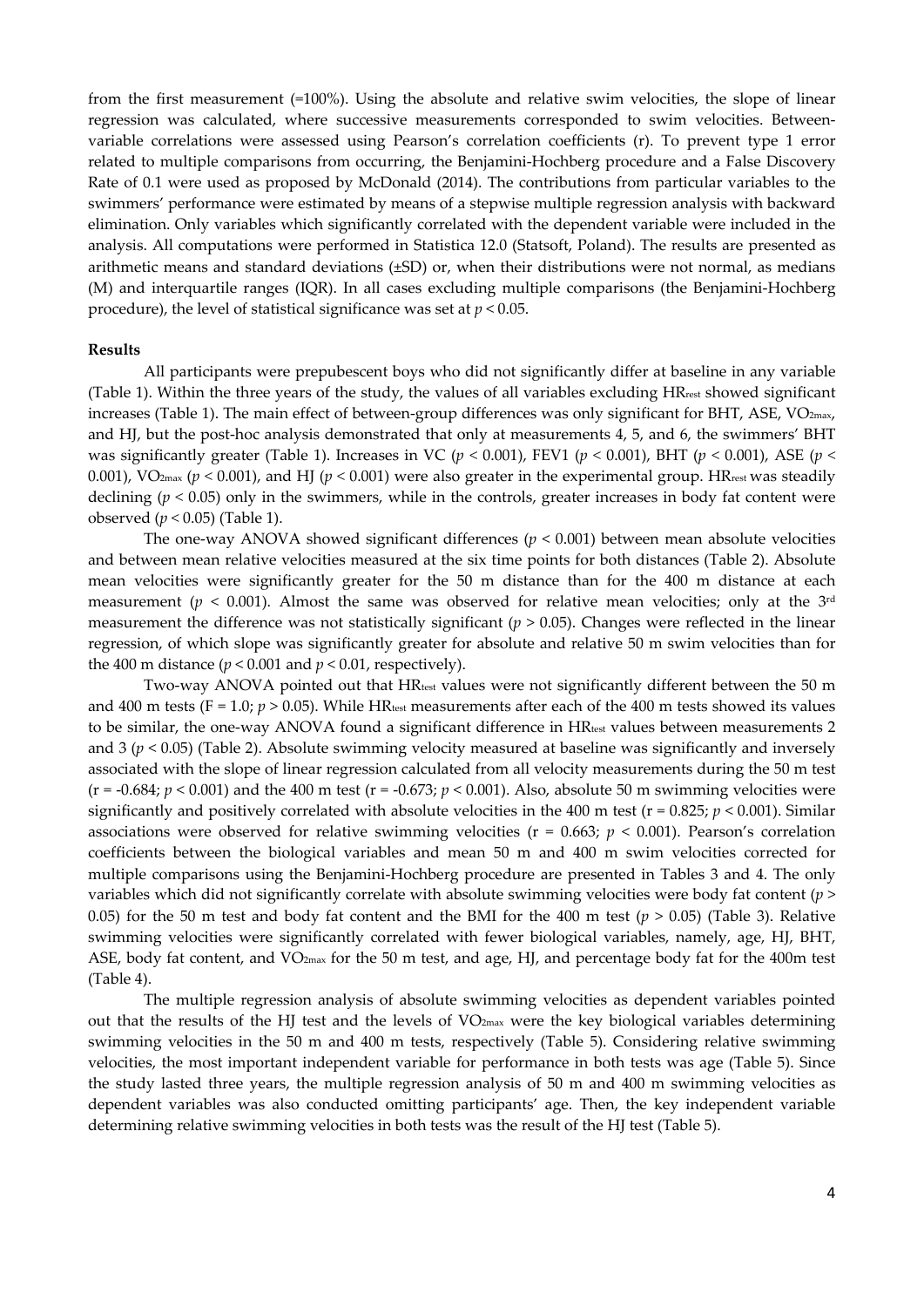from the first measurement (=100%). Using the absolute and relative swim velocities, the slope of linear regression was calculated, where successive measurements corresponded to swim velocities. Between-variable correlations were assessed using Pearson's correlation coefficients (r). To prevent type 1 error related to multiple comparisons from occurring, the Benjamini-Hochberg procedure and a False Discovery Rate of 0.1 were used as proposed by McDonald (2014). The contributions from particular variables to the swimmers' performance were estimated by means of a stepwise multiple regression analysis with backward elimination. Only variables which significantly correlated with the dependent variable were included in the analysis. All computations were performed in Statistica 12.0 (Statsoft, Poland). The results are presented as arithmetic means and standard deviations (±SD) or, when their distributions were not normal, as medians (M) and interquartile ranges (IQR). In all cases excluding multiple comparisons (the Benjamini-Hochberg procedure), the level of statistical significance was set at $p < 0.05$.

**Results**

All participants were prepubescent boys who did not significantly differ at baseline in any variable (Table 1). Within the three years of the study, the values of all variables excluding $HR_{rest}$ showed significant increases (Table 1). The main effect of between-group differences was only significant for BHT, ASE, $VO_{2max}$, and HJ, but the post-hoc analysis demonstrated that only at measurements 4, 5, and 6, the swimmers' BHT was significantly greater (Table 1). Increases in VC ($p < 0.001$), FEV1 ($p < 0.001$), BHT ($p < 0.001$), ASE ($p < 0.001$), $VO_{2max}$ ($p < 0.001$), and HJ ($p < 0.001$) were also greater in the experimental group. $HR_{rest}$ was steadily declining ($p < 0.05$) only in the swimmers, while in the controls, greater increases in body fat content were observed ($p < 0.05$) (Table 1).

The one-way ANOVA showed significant differences ($p < 0.001$) between mean absolute velocities and between mean relative velocities measured at the six time points for both distances (Table 2). Absolute mean velocities were significantly greater for the 50 m distance than for the 400 m distance at each measurement ($p < 0.001$). Almost the same was observed for relative mean velocities; only at the 3rd measurement the difference was not statistically significant ($p > 0.05$). Changes were reflected in the linear regression, of which slope was significantly greater for absolute and relative 50 m swim velocities than for the 400 m distance ($p < 0.001$ and $p < 0.01$, respectively).

Two-way ANOVA pointed out that $HR_{test}$ values were not significantly different between the 50 m and 400 m tests (F = 1.0; $p > 0.05$). While $HR_{test}$ measurements after each of the 400 m tests showed its values to be similar, the one-way ANOVA found a significant difference in $HR_{test}$ values between measurements 2 and 3 ($p < 0.05$) (Table 2). Absolute swimming velocity measured at baseline was significantly and inversely associated with the slope of linear regression calculated from all velocity measurements during the 50 m test (r = -0.684; $p < 0.001$) and the 400 m test (r = -0.673; $p < 0.001$). Also, absolute 50 m swimming velocities were significantly and positively correlated with absolute velocities in the 400 m test (r = 0.825; $p < 0.001$). Similar associations were observed for relative swimming velocities (r = 0.663; $p < 0.001$). Pearson's correlation coefficients between the biological variables and mean 50 m and 400 m swim velocities corrected for multiple comparisons using the Benjamini-Hochberg procedure are presented in Tables 3 and 4. The only variables which did not significantly correlate with absolute swimming velocities were body fat content ($p > 0.05$) for the 50 m test and body fat content and the BMI for the 400 m test ($p > 0.05$) (Table 3). Relative swimming velocities were significantly correlated with fewer biological variables, namely, age, HJ, BHT, ASE, body fat content, and $VO_{2max}$ for the 50 m test, and age, HJ, and percentage body fat for the 400m test (Table 4).

The multiple regression analysis of absolute swimming velocities as dependent variables pointed out that the results of the HJ test and the levels of $VO_{2max}$ were the key biological variables determining swimming velocities in the 50 m and 400 m tests, respectively (Table 5). Considering relative swimming velocities, the most important independent variable for performance in both tests was age (Table 5). Since the study lasted three years, the multiple regression analysis of 50 m and 400 m swimming velocities as dependent variables was also conducted omitting participants' age. Then, the key independent variable determining relative swimming velocities in both tests was the result of the HJ test (Table 5).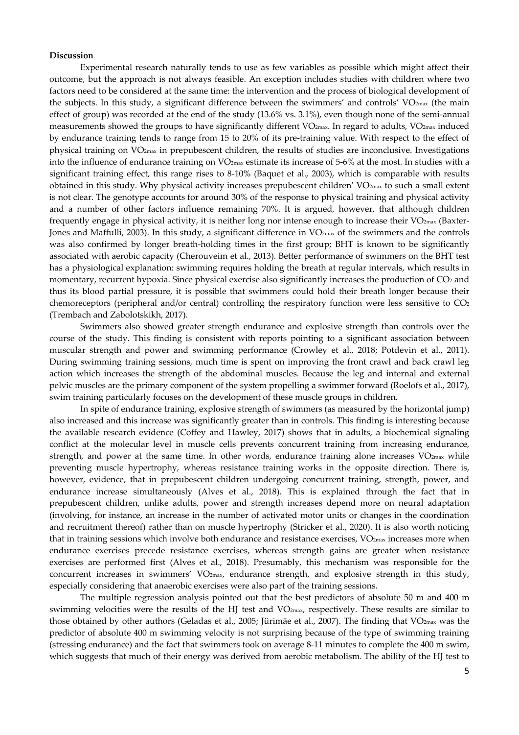**Discussion**

Experimental research naturally tends to use as few variables as possible which might affect their outcome, but the approach is not always feasible. An exception includes studies with children where two factors need to be considered at the same time: the intervention and the process of biological development of the subjects. In this study, a significant difference between the swimmers' and controls' $VO_{2max}$ (the main effect of group) was recorded at the end of the study (13.6% vs. 3.1%), even though none of the semi-annual measurements showed the groups to have significantly different $VO_{2max}$. In regard to adults, $VO_{2max}$ induced by endurance training tends to range from 15 to 20% of its pre-training value. With respect to the effect of physical training on $VO_{2max}$ in prepubescent children, the results of studies are inconclusive. Investigations into the influence of endurance training on $VO_{2max}$ estimate its increase of 5-6% at the most. In studies with a significant training effect, this range rises to 8-10% (Baquet et al., 2003), which is comparable with results obtained in this study. Why physical activity increases prepubescent children' $VO_{2max}$ to such a small extent is not clear. The genotype accounts for around 30% of the response to physical training and physical activity and a number of other factors influence remaining 70%. It is argued, however, that although children frequently engage in physical activity, it is neither long nor intense enough to increase their $VO_{2max}$ (Baxter-Jones and Maffulli, 2003). In this study, a significant difference in $VO_{2max}$ of the swimmers and the controls was also confirmed by longer breath-holding times in the first group; BHT is known to be significantly associated with aerobic capacity (Cherouveim et al., 2013). Better performance of swimmers on the BHT test has a physiological explanation: swimming requires holding the breath at regular intervals, which results in momentary, recurrent hypoxia. Since physical exercise also significantly increases the production of $CO_2$ and thus its blood partial pressure, it is possible that swimmers could hold their breath longer because their chemoreceptors (peripheral and/or central) controlling the respiratory function were less sensitive to $CO_2$ (Trembach and Zabolotskikh, 2017).

Swimmers also showed greater strength endurance and explosive strength than controls over the course of the study. This finding is consistent with reports pointing to a significant association between muscular strength and power and swimming performance (Crowley et al., 2018; Potdevin et al., 2011). During swimming training sessions, much time is spent on improving the front crawl and back crawl leg action which increases the strength of the abdominal muscles. Because the leg and internal and external pelvic muscles are the primary component of the system propelling a swimmer forward (Roelofs et al., 2017), swim training particularly focuses on the development of these muscle groups in children.

In spite of endurance training, explosive strength of swimmers (as measured by the horizontal jump) also increased and this increase was significantly greater than in controls. This finding is interesting because the available research evidence (Coffey and Hawley, 2017) shows that in adults, a biochemical signaling conflict at the molecular level in muscle cells prevents concurrent training from increasing endurance, strength, and power at the same time. In other words, endurance training alone increases $VO_{2max}$ while preventing muscle hypertrophy, whereas resistance training works in the opposite direction. There is, however, evidence, that in prepubescent children undergoing concurrent training, strength, power, and endurance increase simultaneously (Alves et al., 2018). This is explained through the fact that in prepubescent children, unlike adults, power and strength increases depend more on neural adaptation (involving, for instance, an increase in the number of activated motor units or changes in the coordination and recruitment thereof) rather than on muscle hypertrophy (Stricker et al., 2020). It is also worth noticing that in training sessions which involve both endurance and resistance exercises, $VO_{2max}$ increases more when endurance exercises precede resistance exercises, whereas strength gains are greater when resistance exercises are performed first (Alves et al., 2018). Presumably, this mechanism was responsible for the concurrent increases in swimmers' $VO_{2max}$, endurance strength, and explosive strength in this study, especially considering that anaerobic exercises were also part of the training sessions.

The multiple regression analysis pointed out that the best predictors of absolute 50 m and 400 m swimming velocities were the results of the HJ test and $VO_{2max}$, respectively. These results are similar to those obtained by other authors (Geladas et al., 2005; Jürimäe et al., 2007). The finding that $VO_{2max}$ was the predictor of absolute 400 m swimming velocity is not surprising because of the type of swimming training (stressing endurance) and the fact that swimmers took on average 8-11 minutes to complete the 400 m swim, which suggests that much of their energy was derived from aerobic metabolism. The ability of the HJ test to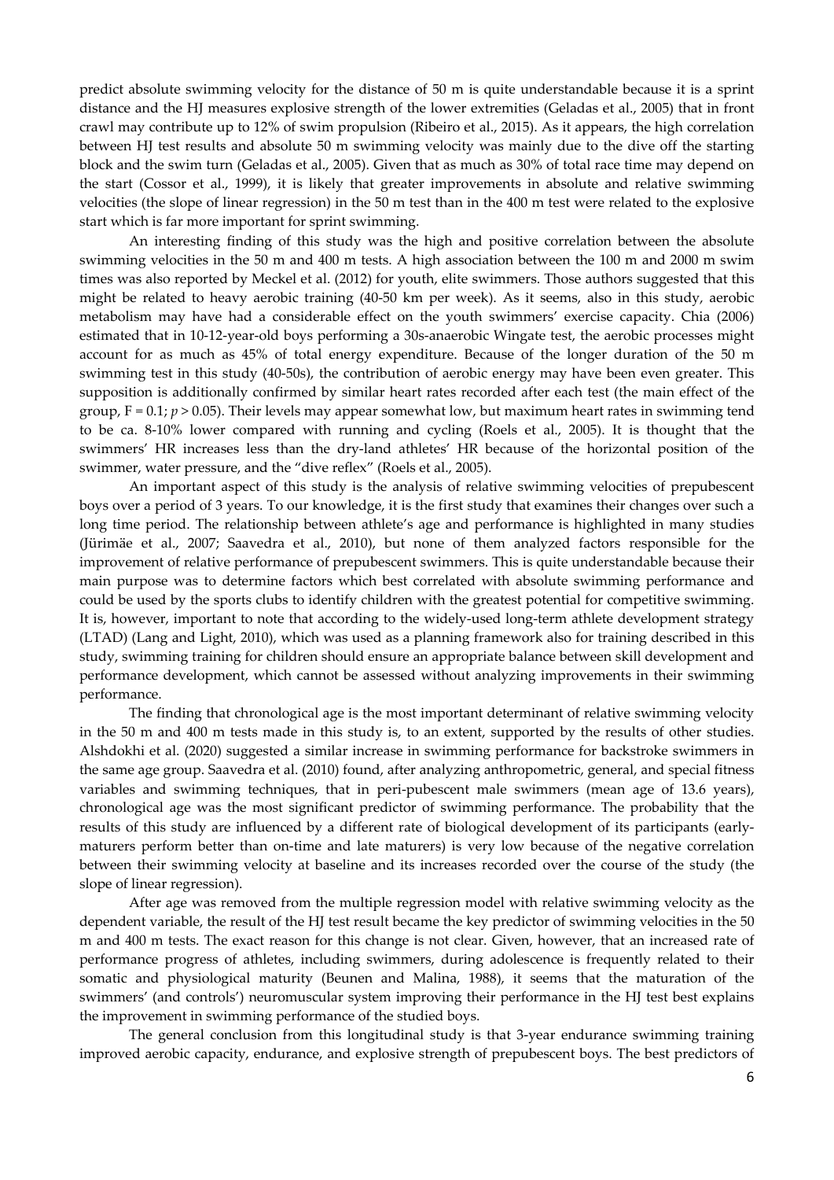predict absolute swimming velocity for the distance of 50 m is quite understandable because it is a sprint distance and the HJ measures explosive strength of the lower extremities (Geladas et al., 2005) that in front crawl may contribute up to 12% of swim propulsion (Ribeiro et al., 2015). As it appears, the high correlation between HJ test results and absolute 50 m swimming velocity was mainly due to the dive off the starting block and the swim turn (Geladas et al., 2005). Given that as much as 30% of total race time may depend on the start (Cossor et al., 1999), it is likely that greater improvements in absolute and relative swimming velocities (the slope of linear regression) in the 50 m test than in the 400 m test were related to the explosive start which is far more important for sprint swimming.

An interesting finding of this study was the high and positive correlation between the absolute swimming velocities in the 50 m and 400 m tests. A high association between the 100 m and 2000 m swim times was also reported by Meckel et al. (2012) for youth, elite swimmers. Those authors suggested that this might be related to heavy aerobic training (40-50 km per week). As it seems, also in this study, aerobic metabolism may have had a considerable effect on the youth swimmers' exercise capacity. Chia (2006) estimated that in 10-12-year-old boys performing a 30s-anaerobic Wingate test, the aerobic processes might account for as much as 45% of total energy expenditure. Because of the longer duration of the 50 m swimming test in this study (40-50s), the contribution of aerobic energy may have been even greater. This supposition is additionally confirmed by similar heart rates recorded after each test (the main effect of the group, $F = 0.1$; $p > 0.05$). Their levels may appear somewhat low, but maximum heart rates in swimming tend to be ca. 8-10% lower compared with running and cycling (Roels et al., 2005). It is thought that the swimmers' HR increases less than the dry-land athletes' HR because of the horizontal position of the swimmer, water pressure, and the "dive reflex" (Roels et al., 2005).

An important aspect of this study is the analysis of relative swimming velocities of prepubescent boys over a period of 3 years. To our knowledge, it is the first study that examines their changes over such a long time period. The relationship between athlete's age and performance is highlighted in many studies (Jürimäe et al., 2007; Saavedra et al., 2010), but none of them analyzed factors responsible for the improvement of relative performance of prepubescent swimmers. This is quite understandable because their main purpose was to determine factors which best correlated with absolute swimming performance and could be used by the sports clubs to identify children with the greatest potential for competitive swimming. It is, however, important to note that according to the widely-used long-term athlete development strategy (LTAD) (Lang and Light, 2010), which was used as a planning framework also for training described in this study, swimming training for children should ensure an appropriate balance between skill development and performance development, which cannot be assessed without analyzing improvements in their swimming performance.

The finding that chronological age is the most important determinant of relative swimming velocity in the 50 m and 400 m tests made in this study is, to an extent, supported by the results of other studies. Alshdokhi et al. (2020) suggested a similar increase in swimming performance for backstroke swimmers in the same age group. Saavedra et al. (2010) found, after analyzing anthropometric, general, and special fitness variables and swimming techniques, that in peri-pubescent male swimmers (mean age of 13.6 years), chronological age was the most significant predictor of swimming performance. The probability that the results of this study are influenced by a different rate of biological development of its participants (early-maturers perform better than on-time and late maturers) is very low because of the negative correlation between their swimming velocity at baseline and its increases recorded over the course of the study (the slope of linear regression).

After age was removed from the multiple regression model with relative swimming velocity as the dependent variable, the result of the HJ test result became the key predictor of swimming velocities in the 50 m and 400 m tests. The exact reason for this change is not clear. Given, however, that an increased rate of performance progress of athletes, including swimmers, during adolescence is frequently related to their somatic and physiological maturity (Beunen and Malina, 1988), it seems that the maturation of the swimmers' (and controls') neuromuscular system improving their performance in the HJ test best explains the improvement in swimming performance of the studied boys.

The general conclusion from this longitudinal study is that 3-year endurance swimming training improved aerobic capacity, endurance, and explosive strength of prepubescent boys. The best predictors of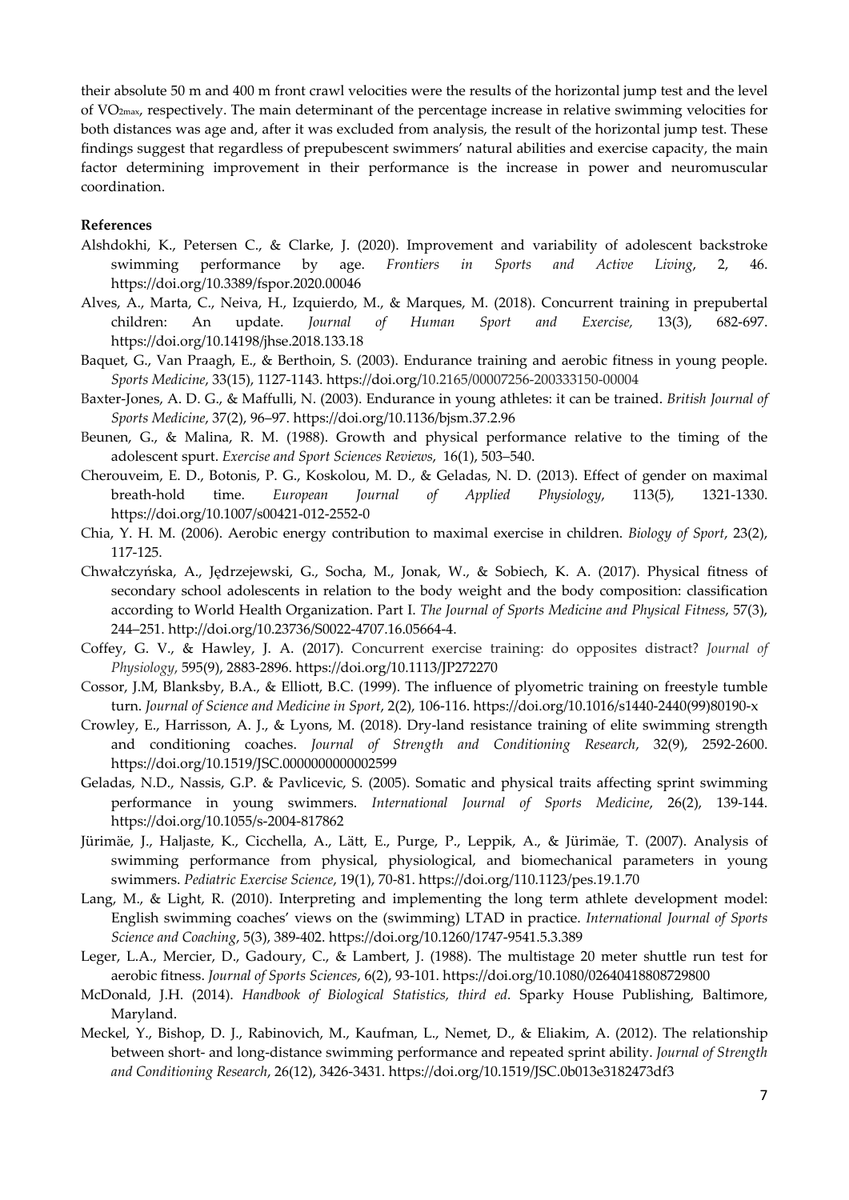their absolute 50 m and 400 m front crawl velocities were the results of the horizontal jump test and the level of $VO_{2max}$, respectively. The main determinant of the percentage increase in relative swimming velocities for both distances was age and, after it was excluded from analysis, the result of the horizontal jump test. These findings suggest that regardless of prepubescent swimmers' natural abilities and exercise capacity, the main factor determining improvement in their performance is the increase in power and neuromuscular coordination.

**References**

Alshdokhi, K., Petersen C., & Clarke, J. (2020). Improvement and variability of adolescent backstroke swimming performance by age. *Frontiers in Sports and Active Living*, 2, 46. https://doi.org/10.3389/fspor.2020.00046

Alves, A., Marta, C., Neiva, H., Izquierdo, M., & Marques, M. (2018). Concurrent training in prepubertal children: An update. *Journal of Human Sport and Exercise,* 13(3), 682-697. https://doi.org/10.14198/jhse.2018.133.18

Baquet, G., Van Praagh, E., & Berthoin, S. (2003). Endurance training and aerobic fitness in young people. *Sports Medicine*, 33(15), 1127-1143. https://doi.org/10.2165/00007256-200333150-00004

Baxter-Jones, A. D. G., & Maffulli, N. (2003). Endurance in young athletes: it can be trained. *British Journal of Sports Medicine*, 37(2), 96–97. https://doi.org/10.1136/bjsm.37.2.96

Beunen, G., & Malina, R. M. (1988). Growth and physical performance relative to the timing of the adolescent spurt. *Exercise and Sport Sciences Reviews*, 16(1), 503–540.

Cherouveim, E. D., Botonis, P. G., Koskolou, M. D., & Geladas, N. D. (2013). Effect of gender on maximal breath-hold time. *European Journal of Applied Physiology*, 113(5), 1321-1330. https://doi.org/10.1007/s00421-012-2552-0

Chia, Y. H. M. (2006). Aerobic energy contribution to maximal exercise in children. *Biology of Sport*, 23(2), 117-125.

Chwałczyńska, A., Jędrzejewski, G., Socha, M., Jonak, W., & Sobiech, K. A. (2017). Physical fitness of secondary school adolescents in relation to the body weight and the body composition: classification according to World Health Organization. Part I. *The Journal of Sports Medicine and Physical Fitness*, 57(3), 244–251. http://doi.org/10.23736/S0022-4707.16.05664-4.

Coffey, G. V., & Hawley, J. A. (2017). Concurrent exercise training: do opposites distract? *Journal of Physiology*, 595(9), 2883-2896. https://doi.org/10.1113/JP272270

Cossor, J.M, Blanksby, B.A., & Elliott, B.C. (1999). The influence of plyometric training on freestyle tumble turn. *Journal of Science and Medicine in Sport*, 2(2), 106-116. https://doi.org/10.1016/s1440-2440(99)80190-x

Crowley, E., Harrisson, A. J., & Lyons, M. (2018). Dry-land resistance training of elite swimming strength and conditioning coaches. *Journal of Strength and Conditioning Research*, 32(9), 2592-2600. https://doi.org/10.1519/JSC.0000000000002599

Geladas, N.D., Nassis, G.P. & Pavlicevic, S. (2005). Somatic and physical traits affecting sprint swimming performance in young swimmers. *International Journal of Sports Medicine*, 26(2), 139-144. https://doi.org/10.1055/s-2004-817862

Jürimäe, J., Haljaste, K., Cicchella, A., Lätt, E., Purge, P., Leppik, A., & Jürimäe, T. (2007). Analysis of swimming performance from physical, physiological, and biomechanical parameters in young swimmers. *Pediatric Exercise Science*, 19(1), 70-81. https://doi.org/110.1123/pes.19.1.70

Lang, M., & Light, R. (2010). Interpreting and implementing the long term athlete development model: English swimming coaches' views on the (swimming) LTAD in practice. *International Journal of Sports Science and Coaching*, 5(3), 389-402. https://doi.org/10.1260/1747-9541.5.3.389

Leger, L.A., Mercier, D., Gadoury, C., & Lambert, J. (1988). The multistage 20 meter shuttle run test for aerobic fitness. *Journal of Sports Sciences*, 6(2), 93-101. https://doi.org/10.1080/02640418808729800

McDonald, J.H. (2014). *Handbook of Biological Statistics, third ed.* Sparky House Publishing, Baltimore, Maryland.

Meckel, Y., Bishop, D. J., Rabinovich, M., Kaufman, L., Nemet, D., & Eliakim, A. (2012). The relationship between short- and long-distance swimming performance and repeated sprint ability. *Journal of Strength and Conditioning Research*, 26(12), 3426-3431. https://doi.org/10.1519/JSC.0b013e3182473df3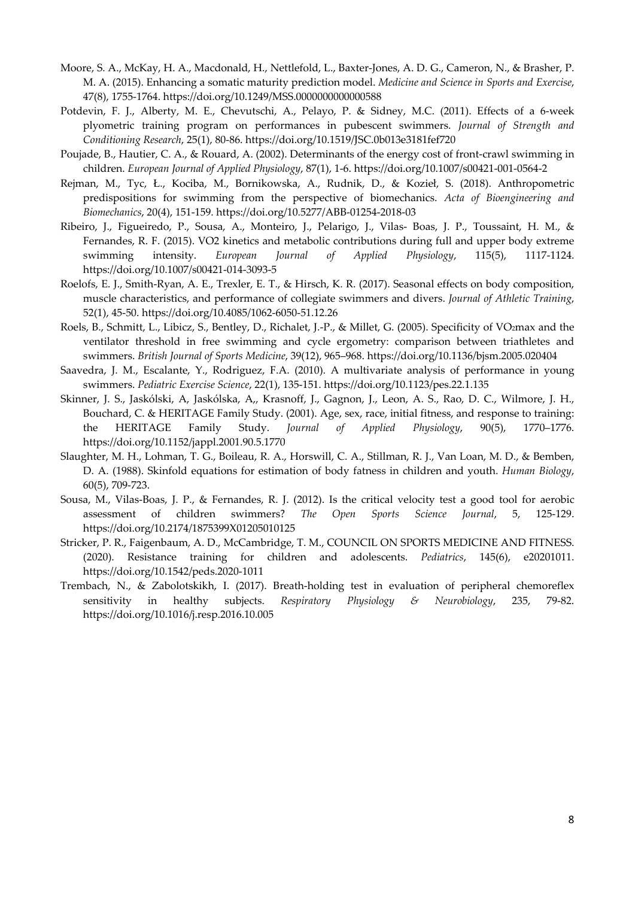Moore, S. A., McKay, H. A., Macdonald, H., Nettlefold, L., Baxter-Jones, A. D. G., Cameron, N., & Brasher, P. M. A. (2015). Enhancing a somatic maturity prediction model. *Medicine and Science in Sports and Exercise*, 47(8), 1755-1764. https://doi.org/10.1249/MSS.0000000000000588

Potdevin, F. J., Alberty, M. E., Chevutschi, A., Pelayo, P. & Sidney, M.C. (2011). Effects of a 6-week plyometric training program on performances in pubescent swimmers. *Journal of Strength and Conditioning Research*, 25(1), 80-86. https://doi.org/10.1519/JSC.0b013e3181fef720

Poujade, B., Hautier, C. A., & Rouard, A. (2002). Determinants of the energy cost of front-crawl swimming in children. *European Journal of Applied Physiology*, 87(1), 1-6. https://doi.org/10.1007/s00421-001-0564-2

Rejman, M., Tyc, Ł., Kociba, M., Bornikowska, A., Rudnik, D., & Kozieł, S. (2018). Anthropometric predispositions for swimming from the perspective of biomechanics. *Acta of Bioengineering and Biomechanics*, 20(4), 151-159. https://doi.org/10.5277/ABB-01254-2018-03

Ribeiro, J., Figueiredo, P., Sousa, A., Monteiro, J., Pelarigo, J., Vilas- Boas, J. P., Toussaint, H. M., & Fernandes, R. F. (2015). VO2 kinetics and metabolic contributions during full and upper body extreme swimming intensity. *European Journal of Applied Physiology*, 115(5), 1117-1124. https://doi.org/10.1007/s00421-014-3093-5

Roelofs, E. J., Smith-Ryan, A. E., Trexler, E. T., & Hirsch, K. R. (2017). Seasonal effects on body composition, muscle characteristics, and performance of collegiate swimmers and divers. *Journal of Athletic Training*, 52(1), 45-50. https://doi.org/10.4085/1062-6050-51.12.26

Roels, B., Schmitt, L., Libicz, S., Bentley, D., Richalet, J.-P., & Millet, G. (2005). Specificity of $VO_2$max and the ventilator threshold in free swimming and cycle ergometry: comparison between triathletes and swimmers. *British Journal of Sports Medicine*, 39(12), 965–968. https://doi.org/10.1136/bjsm.2005.020404

Saavedra, J. M., Escalante, Y., Rodriguez, F.A. (2010). A multivariate analysis of performance in young swimmers. *Pediatric Exercise Science*, 22(1), 135-151. https://doi.org/10.1123/pes.22.1.135

Skinner, J. S., Jaskólski, A, Jaskólska, A,, Krasnoff, J., Gagnon, J., Leon, A. S., Rao, D. C., Wilmore, J. H., Bouchard, C. & HERITAGE Family Study. (2001). Age, sex, race, initial fitness, and response to training: the HERITAGE Family Study. *Journal of Applied Physiology*, 90(5), 1770–1776. https://doi.org/10.1152/jappl.2001.90.5.1770

Slaughter, M. H., Lohman, T. G., Boileau, R. A., Horswill, C. A., Stillman, R. J., Van Loan, M. D., & Bemben, D. A. (1988). Skinfold equations for estimation of body fatness in children and youth. *Human Biology*, 60(5), 709-723.

Sousa, M., Vilas-Boas, J. P., & Fernandes, R. J. (2012). Is the critical velocity test a good tool for aerobic assessment of children swimmers? *The Open Sports Science Journal*, 5, 125-129. https://doi.org/10.2174/1875399X01205010125

Stricker, P. R., Faigenbaum, A. D., McCambridge, T. M., COUNCIL ON SPORTS MEDICINE AND FITNESS. (2020). Resistance training for children and adolescents. *Pediatrics*, 145(6), e20201011. https://doi.org/10.1542/peds.2020-1011

Trembach, N., & Zabolotskikh, I. (2017). Breath-holding test in evaluation of peripheral chemoreflex sensitivity in healthy subjects. *Respiratory Physiology & Neurobiology*, 235, 79-82. https://doi.org/10.1016/j.resp.2016.10.005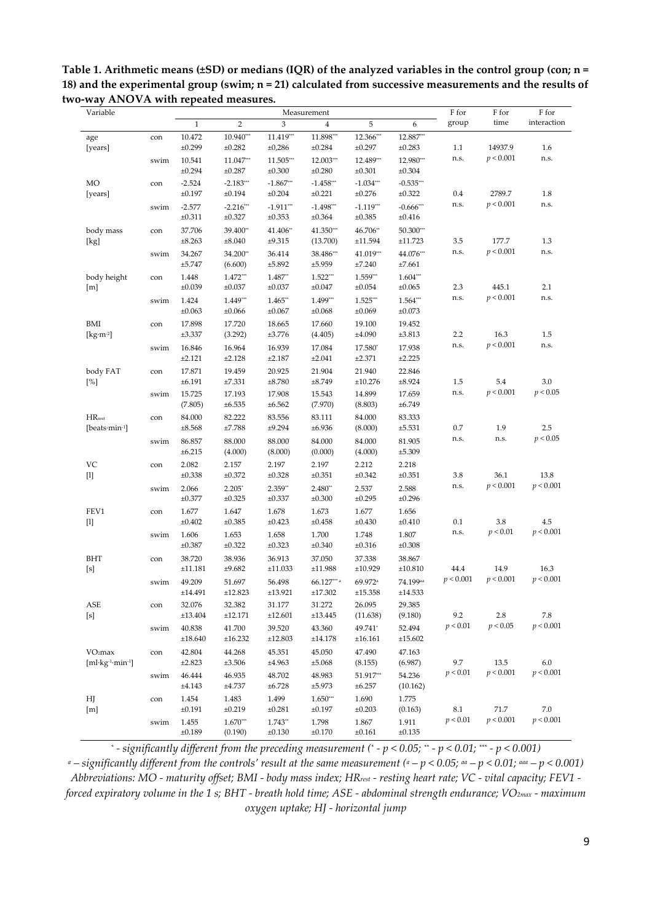**Table 1. Arithmetic means (±SD) or medians (IQR) of the analyzed variables in the control group (con; n = 18) and the experimental group (swim; n = 21) calculated from successive measurements and the results of two-way ANOVA with repeated measures.**

| Variable | | Measurement 1 | 2 | 3 | 4 | 5 | 6 | F for group | F for time | F for interaction |
|---|---|---|---|---|---|---|---|---|---|---|
| age [years] | con | 10.472 ±0.299 | 10.940*** ±0.282 | 11.419*** ±0,286 | 11.898*** ±0.284 | 12.366*** ±0.297 | 12.887*** ±0.283 | 1.1 n.s. | 14937.9 $p < 0.001$ | 1.6 n.s. |
| | swim | 10.541 ±0.294 | 11.047*** ±0.287 | 11.505*** ±0.300 | 12.003*** ±0.280 | 12.489*** ±0.301 | 12.980*** ±0.304 | | | |
| MO [years] | con | -2.524 ±0.197 | -2.183*** ±0.194 | -1.867*** ±0.204 | -1.458*** ±0.221 | -1.034*** ±0.276 | -0.535*** ±0.322 | 0.4 n.s. | 2789.7 $p < 0.001$ | 1.8 n.s. |
| | swim | -2.577 ±0.311 | -2.216*** ±0.327 | -1.911*** ±0.353 | -1.498*** ±0.364 | -1.119*** ±0.385 | -0.666*** ±0.416 | | | |
| body mass [kg] | con | 37.706 ±8.263 | 39.400** ±8.040 | 41.406** ±9.315 | 41.350*** (13.700) | 46.706** ±11.594 | 50.300*** ±11.723 | 3.5 n.s. | 177.7 $p < 0.001$ | 1.3 n.s. |
| | swim | 34.267 ±5.747 | 34.200** (6.600) | 36.414 ±5.892 | 38.486*** ±5.959 | 41.019*** ±7.240 | 44.076*** ±7.661 | | | |
| body height [m] | con | 1.448 ±0.039 | 1.472*** ±0.037 | 1.487** ±0.037 | 1.522*** ±0.047 | 1.559*** ±0.054 | 1.604*** ±0.065 | 2.3 n.s. | 445.1 $p < 0.001$ | 2.1 n.s. |
| | swim | 1.424 ±0.063 | 1.449*** ±0.066 | 1.465** ±0.067 | 1.499*** ±0.068 | 1.525*** ±0.069 | 1.564*** ±0.073 | | | |
| BMI [kg·m⁻²] | con | 17.898 ±3.337 | 17.720 (3.292) | 18.665 ±3.776 | 17.660 (4.405) | 19.100 ±4.090 | 19.452 ±3.813 | 2.2 n.s. | 16.3 $p < 0.001$ | 1.5 n.s. |
| | swim | 16.846 ±2.121 | 16.964 ±2.128 | 16.939 ±2.187 | 17.084 ±2.041 | 17.580* ±2.371 | 17.938 ±2.225 | | | |
| body FAT [%] | con | 17.871 ±6.191 | 19.459 ±7.331 | 20.925 ±8.780 | 21.904 ±8.749 | 21.940 ±10.276 | 22.846 ±8.924 | 1.5 n.s. | 5.4 $p < 0.001$ | 3.0 $p < 0.05$ |
| | swim | 15.725 (7.805) | 17.193 ±6.535 | 17.908 ±6.562 | 15.543 (7.970) | 14.899 (8.803) | 17.659 ±6.749 | | | |
| $HR_{rest}$ [beats·min⁻¹] | con | 84.000 ±8.568 | 82.222 ±7.788 | 83.556 ±9.294 | 83.111 ±6.936 | 84.000 (8.000) | 83.333 ±5.531 | 0.7 n.s. | 1.9 n.s. | 2.5 $p < 0.05$ |
| | swim | 86.857 ±6.215 | 88.000 (4.000) | 88.000 (8.000) | 84.000 (0.000) | 84.000 (4.000) | 81.905 ±5.309 | | | |
| VC [l] | con | 2.082 ±0.338 | 2.157 ±0.372 | 2.197 ±0.328 | 2.197 ±0.351 | 2.212 ±0.342 | 2.218 ±0.351 | 3.8 n.s. | 36.1 $p < 0.001$ | 13.8 $p < 0.001$ |
| | swim | 2.066 ±0.377 | 2.205* ±0.325 | 2.359** ±0.337 | 2.480** ±0.300 | 2.537 ±0.295 | 2.588 ±0.296 | | | |
| FEV1 [l] | con | 1.677 ±0.402 | 1.647 ±0.385 | 1.678 ±0.423 | 1.673 ±0.458 | 1.677 ±0.430 | 1.656 ±0.410 | 0.1 n.s. | 3.8 $p < 0.01$ | 4.5 $p < 0.001$ |
| | swim | 1.606 ±0.387 | 1.653 ±0.322 | 1.658 ±0.323 | 1.700 ±0.340 | 1.748 ±0.316 | 1.807 ±0.308 | | | |
| BHT [s] | con | 38.720 ±11.181 | 38.936 ±9.682 | 36.913 ±11.033 | 37.050 ±11.988 | 37.338 ±10.929 | 38.867 ±10.810 | 44.4 $p < 0.001$ | 14.9 $p < 0.001$ | 16.3 $p < 0.001$ |
| | swim | 49.209 ±14.491 | 51.697 ±12.823 | 56.498 ±13.921 | 66.127*** a ±17.302 | 69.972a ±15.358 | 74.199aa ±14.533 | | | |
| ASE [s] | con | 32.076 ±13.404 | 32.382 ±12.171 | 31.177 ±12.601 | 31.272 ±13.445 | 26.095 (11.638) | 29.385 (9.180) | 9.2 $p < 0.01$ | 2.8 $p < 0.05$ | 7.8 $p < 0.001$ |
| | swim | 40.838 ±18.640 | 41.700 ±16.232 | 39.520 ±12.803 | 43.360 ±14.178 | 49.741* ±16.161 | 52.494 ±15.602 | | | |
| $VO_2max$ [ml·kg⁻¹·min⁻¹] | con | 42.804 ±2.823 | 44.268 ±3.506 | 45.351 ±4.963 | 45.050 ±5.068 | 47.490 (8.155) | 47.163 (6.987) | 9.7 $p < 0.01$ | 13.5 $p < 0.001$ | 6.0 $p < 0.001$ |
| | swim | 46.444 ±4.143 | 46.935 ±4.737 | 48.702 ±6.728 | 48.983 ±5.973 | 51.917*** ±6.257 | 54.236 (10.162) | | | |
| HJ [m] | con | 1.454 ±0.191 | 1.483 ±0.219 | 1.499 ±0.281 | 1.650*** ±0.197 | 1.690 ±0.203 | 1.775 (0.163) | 8.1 $p < 0.01$ | 71.7 $p < 0.001$ | 7.0 $p < 0.001$ |
| | swim | 1.455 ±0.189 | 1.670*** (0.190) | 1.743** ±0.130 | 1.798 ±0.170 | 1.867 ±0.161 | 1.911 ±0.135 | | | |

*\* - significantly different from the preceding measurement (\* - $p < 0.05$; \*\* - $p < 0.01$; \*\*\* - $p < 0.001$)*

*a – significantly different from the controls' result at the same measurement (a – $p < 0.05$; aa – $p < 0.01$; aaa – $p < 0.001$)*

*Abbreviations: MO - maturity offset; BMI - body mass index; $HR_{rest}$ - resting heart rate; VC - vital capacity; FEV1 - forced expiratory volume in the 1 s; BHT - breath hold time; ASE - abdominal strength endurance; $VO_{2max}$ - maximum oxygen uptake; HJ - horizontal jump*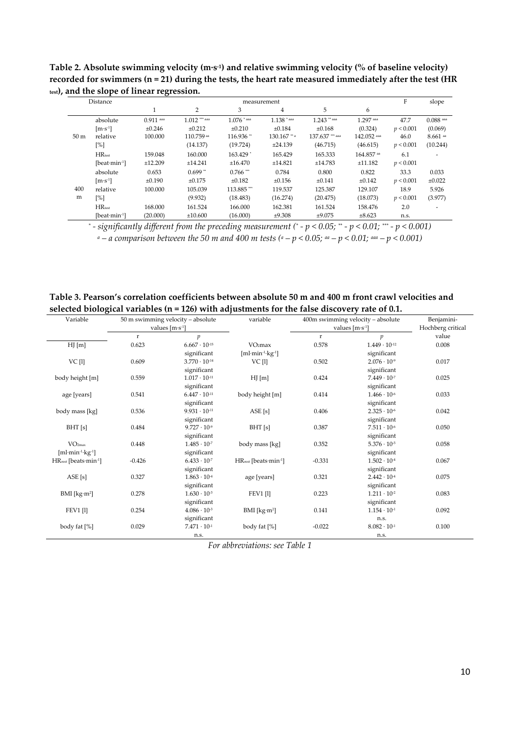**Table 2. Absolute swimming velocity ($m \cdot s^{-1}$) and relative swimming velocity (% of baseline velocity) recorded for swimmers (n = 21) during the tests, the heart rate measured immediately after the test ($HR_{test}$), and the slope of linear regression.**

| Distance | | measurement | | | | | | F | slope |
|---|---|---|---|---|---|---|---|---|---|
| | | 1 | 2 | 3 | 4 | 5 | 6 | | |
| 50 m | absolute | $0.911^{aaa}$ | $1.012^{***aaa}$ | $1.076^{*aaa}$ | $1.138^{*aaa}$ | $1.243^{**aaa}$ | $1.297^{aaa}$ | 47.7 | $0.088^{aaa}$ |
| | [$m \cdot s^{-1}$] | ±0.246 | ±0.212 | ±0.210 | ±0.184 | ±0.168 | (0.324) | $p < 0.001$ | (0.069) |
| | relative | 100.000 | $110.759^{aa}$ | $116.936^{**}$ | $130.167^{**a}$ | $137.637^{***aaa}$ | $142.052^{aaa}$ | 46.0 | $8.661^{aa}$ |
| | [%] | | (14.137) | (19.724) | ±24.139 | (46.715) | (46.615) | $p < 0.001$ | (10.244) |
| | $HR_{test}$ | 159.048 | 160.000 | $163.429^{*}$ | 165.429 | 165.333 | $164.857^{aa}$ | 6.1 | - |
| | [$beat \cdot min^{-1}$] | ±12.209 | ±14.241 | ±16.470 | ±14.821 | ±14.783 | ±11.182 | $p < 0.001$ | |
| 400 m | absolute | 0.653 | $0.699^{**}$ | $0.766^{***}$ | 0.784 | 0.800 | 0.822 | 33.3 | 0.033 |
| | [$m \cdot s^{-1}$] | ±0.190 | ±0.175 | ±0.182 | ±0.156 | ±0.141 | ±0.142 | $p < 0.001$ | ±0.022 |
| | relative | 100.000 | 105.039 | $113.885^{***}$ | 119.537 | 125.387 | 129.107 | 18.9 | 5.926 |
| | [%] | | (9.932) | (18.483) | (16.274) | (20.475) | (18.073) | $p < 0.001$ | (3.977) |
| | $HR_{test}$ | 168.000 | 161.524 | 166.000 | 162.381 | 161.524 | 158.476 | 2.0 | - |
| | [$beat \cdot min^{-1}$] | (20.000) | ±10.600 | (16.000) | ±9.308 | ±9.075 | ±8.623 | n.s. | |

*$^{*}$ - significantly different from the preceding measurement ($^{*}$ - $p < 0.05$; $^{**}$ - $p < 0.01$; $^{***}$ - $p < 0.001$)*

*$^{a}$ – a comparison between the 50 m and 400 m tests ($^{a}$ – $p < 0.05$; $^{aa}$ – $p < 0.01$; $^{aaa}$ – $p < 0.001$)*

**Table 3. Pearson's correlation coefficients between absolute 50 m and 400 m front crawl velocities and selected biological variables (n = 126) with adjustments for the false discovery rate of 0.1.**

| Variable | 50 m swimming velocity – absolute values [$m \cdot s^{-1}$] | | variable | 400m swimming velocity – absolute values [$m \cdot s^{-1}$] | | Benjamini-Hochberg critical value |
|---|---|---|---|---|---|---|
| | r | $p$ | | r | $p$ | |
| HJ [m] | 0.623 | $6.667 \cdot 10^{-15}$ significant | $VO_2max$ [$ml \cdot min^{-1} \cdot kg^{-1}$] | 0.578 | $1.449 \cdot 10^{-12}$ significant | 0.008 |
| VC [l] | 0.609 | $3.770 \cdot 10^{-14}$ significant | VC [l] | 0.502 | $2.076 \cdot 10^{-9}$ significant | 0.017 |
| body height [m] | 0.559 | $1.017 \cdot 10^{-11}$ significant | HJ [m] | 0.424 | $7.449 \cdot 10^{-7}$ significant | 0.025 |
| age [years] | 0.541 | $6.447 \cdot 10^{-11}$ significant | body height [m] | 0.414 | $1.466 \cdot 10^{-6}$ significant | 0.033 |
| body mass [kg] | 0.536 | $9.931 \cdot 10^{-11}$ significant | ASE [s] | 0.406 | $2.325 \cdot 10^{-6}$ significant | 0.042 |
| BHT [s] | 0.484 | $9.727 \cdot 10^{-9}$ significant | BHT [s] | 0.387 | $7.511 \cdot 10^{-6}$ significant | 0.050 |
| $VO_{2max}$ [$ml \cdot min^{-1} \cdot kg^{-1}$] | 0.448 | $1.485 \cdot 10^{-7}$ significant | body mass [kg] | 0.352 | $5.376 \cdot 10^{-5}$ significant | 0.058 |
| $HR_{test}$ [$beats \cdot min^{-1}$] | -0.426 | $6.433 \cdot 10^{-7}$ significant | $HR_{test}$ [$beats \cdot min^{-1}$] | -0.331 | $1.502 \cdot 10^{-4}$ significant | 0.067 |
| ASE [s] | 0.327 | $1.863 \cdot 10^{-4}$ significant | age [years] | 0.321 | $2.442 \cdot 10^{-4}$ significant | 0.075 |
| BMI [$kg \cdot m^{2}$] | 0.278 | $1.630 \cdot 10^{-3}$ significant | FEV1 [l] | 0.223 | $1.211 \cdot 10^{-2}$ significant | 0.083 |
| FEV1 [l] | 0.254 | $4.086 \cdot 10^{-3}$ significant | BMI [$kg \cdot m^{2}$] | 0.141 | $1.154 \cdot 10^{-1}$ n.s. | 0.092 |
| body fat [%] | 0.029 | $7.471 \cdot 10^{-1}$ n.s. | body fat [%] | -0.022 | $8.082 \cdot 10^{-1}$ n.s. | 0.100 |

*For abbreviations: see Table 1*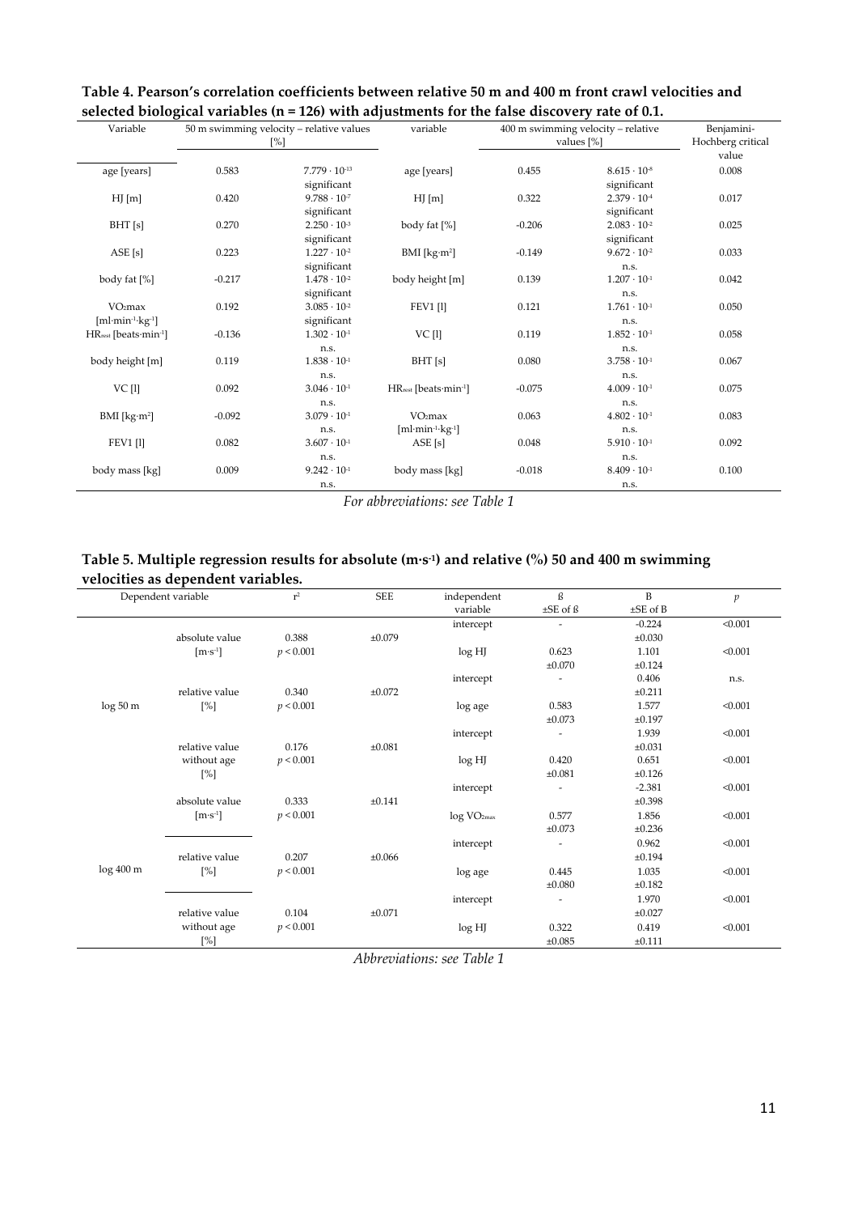**Table 4. Pearson's correlation coefficients between relative 50 m and 400 m front crawl velocities and selected biological variables (n = 126) with adjustments for the false discovery rate of 0.1.**

| Variable | 50 m swimming velocity – relative values [%] | | variable | 400 m swimming velocity – relative values [%] | | Benjamini-Hochberg critical value |
|---|---|---|---|---|---|---|
| age [years] | 0.583 | $7.779 \cdot 10^{-13}$ significant | age [years] | 0.455 | $8.615 \cdot 10^{-8}$ significant | 0.008 |
| HJ [m] | 0.420 | $9.788 \cdot 10^{-7}$ significant | HJ [m] | 0.322 | $2.379 \cdot 10^{-4}$ significant | 0.017 |
| BHT [s] | 0.270 | $2.250 \cdot 10^{-3}$ significant | body fat [%] | -0.206 | $2.083 \cdot 10^{-2}$ significant | 0.025 |
| ASE [s] | 0.223 | $1.227 \cdot 10^{-2}$ significant | BMI [kg·m$^2$] | -0.149 | $9.672 \cdot 10^{-2}$ n.s. | 0.033 |
| body fat [%] | -0.217 | $1.478 \cdot 10^{-2}$ significant | body height [m] | 0.139 | $1.207 \cdot 10^{-1}$ n.s. | 0.042 |
| $VO_2max$ [ml·min$^{-1}$·kg$^{-1}$] | 0.192 | $3.085 \cdot 10^{-2}$ significant | FEV1 [l] | 0.121 | $1.761 \cdot 10^{-1}$ n.s. | 0.050 |
| $HR_{rest}$ [beats·min$^{-1}$] | -0.136 | $1.302 \cdot 10^{-1}$ n.s. | VC [l] | 0.119 | $1.852 \cdot 10^{-1}$ n.s. | 0.058 |
| body height [m] | 0.119 | $1.838 \cdot 10^{-1}$ n.s. | BHT [s] | 0.080 | $3.758 \cdot 10^{-1}$ n.s. | 0.067 |
| VC [l] | 0.092 | $3.046 \cdot 10^{-1}$ n.s. | $HR_{rest}$ [beats·min$^{-1}$] | -0.075 | $4.009 \cdot 10^{-1}$ n.s. | 0.075 |
| BMI [kg·m$^2$] | -0.092 | $3.079 \cdot 10^{-1}$ n.s. | $VO_2max$ [ml·min$^{-1}$·kg$^{-1}$] | 0.063 | $4.802 \cdot 10^{-1}$ n.s. | 0.083 |
| FEV1 [l] | 0.082 | $3.607 \cdot 10^{-1}$ n.s. | ASE [s] | 0.048 | $5.910 \cdot 10^{-1}$ n.s. | 0.092 |
| body mass [kg] | 0.009 | $9.242 \cdot 10^{-1}$ n.s. | body mass [kg] | -0.018 | $8.409 \cdot 10^{-1}$ n.s. | 0.100 |

*For abbreviations: see Table 1*

**Table 5. Multiple regression results for absolute (m·s$^{-1}$) and relative (%) 50 and 400 m swimming velocities as dependent variables.**

| Dependent variable | | $r^2$ | SEE | independent variable | ß ±SE of ß | B ±SE of B | $p$ |
|---|---|---|---|---|---|---|---|
| log 50 m | absolute value [m·s$^{-1}$] | 0.388 $p < 0.001$ | ±0.079 | intercept | - | -0.224 ±0.030 | <0.001 |
| | | | | log HJ | 0.623 ±0.070 | 1.101 ±0.124 | <0.001 |
| | relative value [%] | 0.340 $p < 0.001$ | ±0.072 | intercept | - | 0.406 ±0.211 | n.s. |
| | | | | log age | 0.583 ±0.073 | 1.577 ±0.197 | <0.001 |
| | relative value without age [%] | 0.176 $p < 0.001$ | ±0.081 | intercept | - | 1.939 ±0.031 | <0.001 |
| | | | | log HJ | 0.420 ±0.081 | 0.651 ±0.126 | <0.001 |
| log 400 m | absolute value [m·s$^{-1}$] | 0.333 $p < 0.001$ | ±0.141 | intercept | - | -2.381 ±0.398 | <0.001 |
| | | | | log $VO_{2max}$ | 0.577 ±0.073 | 1.856 ±0.236 | <0.001 |
| | relative value [%] | 0.207 $p < 0.001$ | ±0.066 | intercept | - | 0.962 ±0.194 | <0.001 |
| | | | | log age | 0.445 ±0.080 | 1.035 ±0.182 | <0.001 |
| | relative value without age [%] | 0.104 $p < 0.001$ | ±0.071 | intercept | - | 1.970 ±0.027 | <0.001 |
| | | | | log HJ | 0.322 ±0.085 | 0.419 ±0.111 | <0.001 |

*Abbreviations: see Table 1*